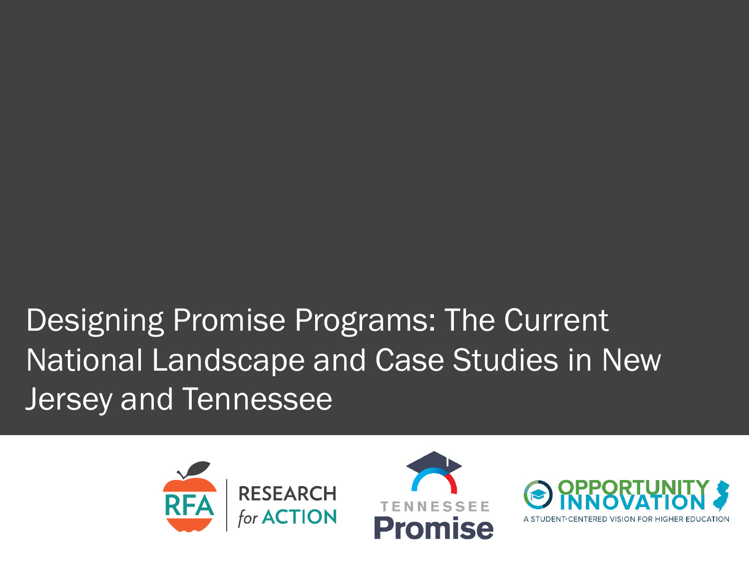# Designing Promise Programs: The Current National Landscape and Case Studies in New Jersey and Tennessee

RFA | RESEARCH *for* ACTION

TENNESSEE Promise

OPPORTUNITY INNOVATION

A STUDENT-CENTERED VISION FOR HIGHER EDUCATION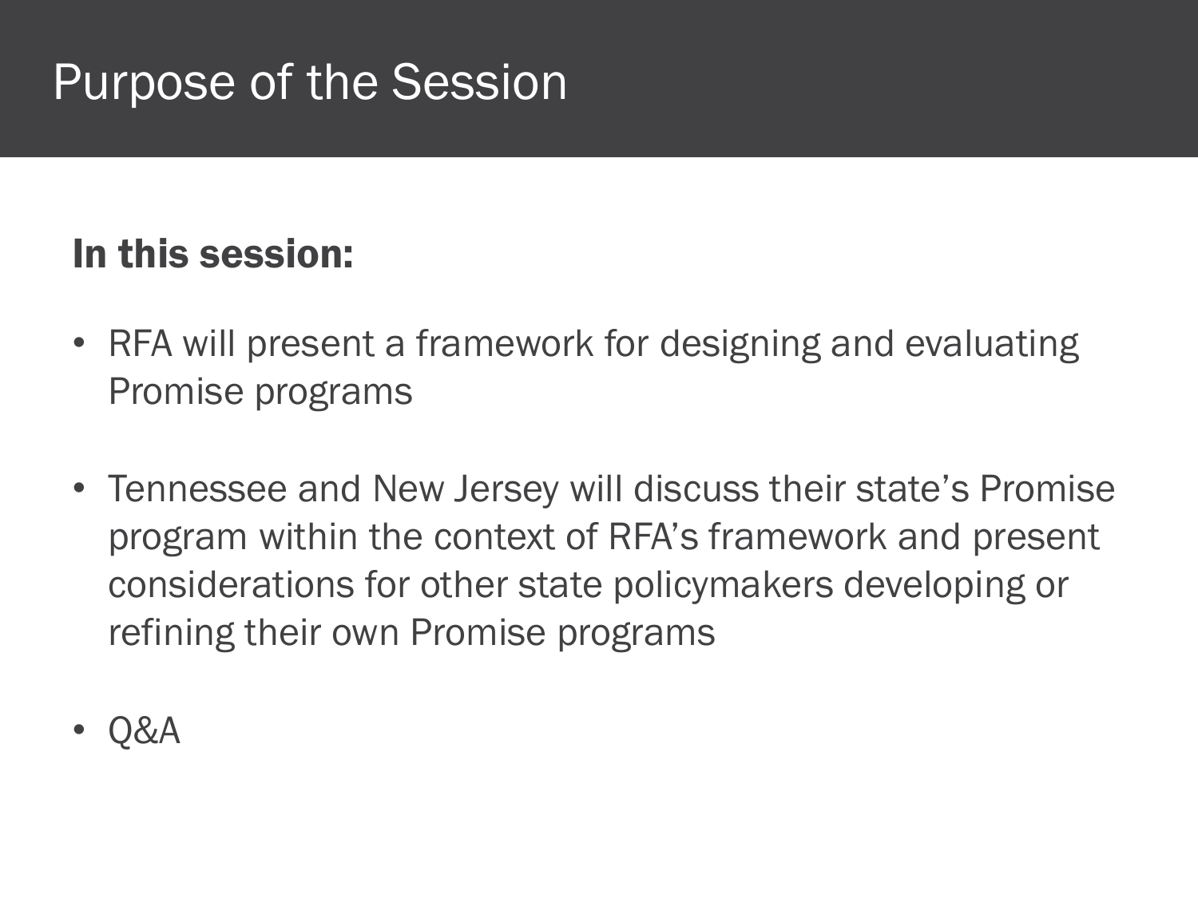# Purpose of the Session

**In this session:**

- RFA will present a framework for designing and evaluating Promise programs
- Tennessee and New Jersey will discuss their state's Promise program within the context of RFA's framework and present considerations for other state policymakers developing or refining their own Promise programs
- Q&A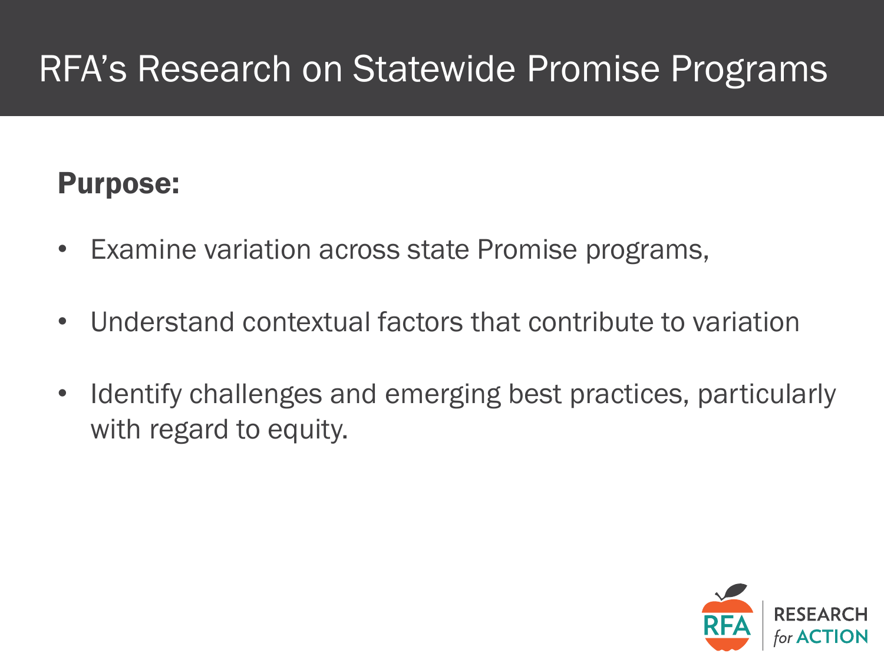# RFA's Research on Statewide Promise Programs

**Purpose:**

- Examine variation across state Promise programs,
- Understand contextual factors that contribute to variation
- Identify challenges and emerging best practices, particularly with regard to equity.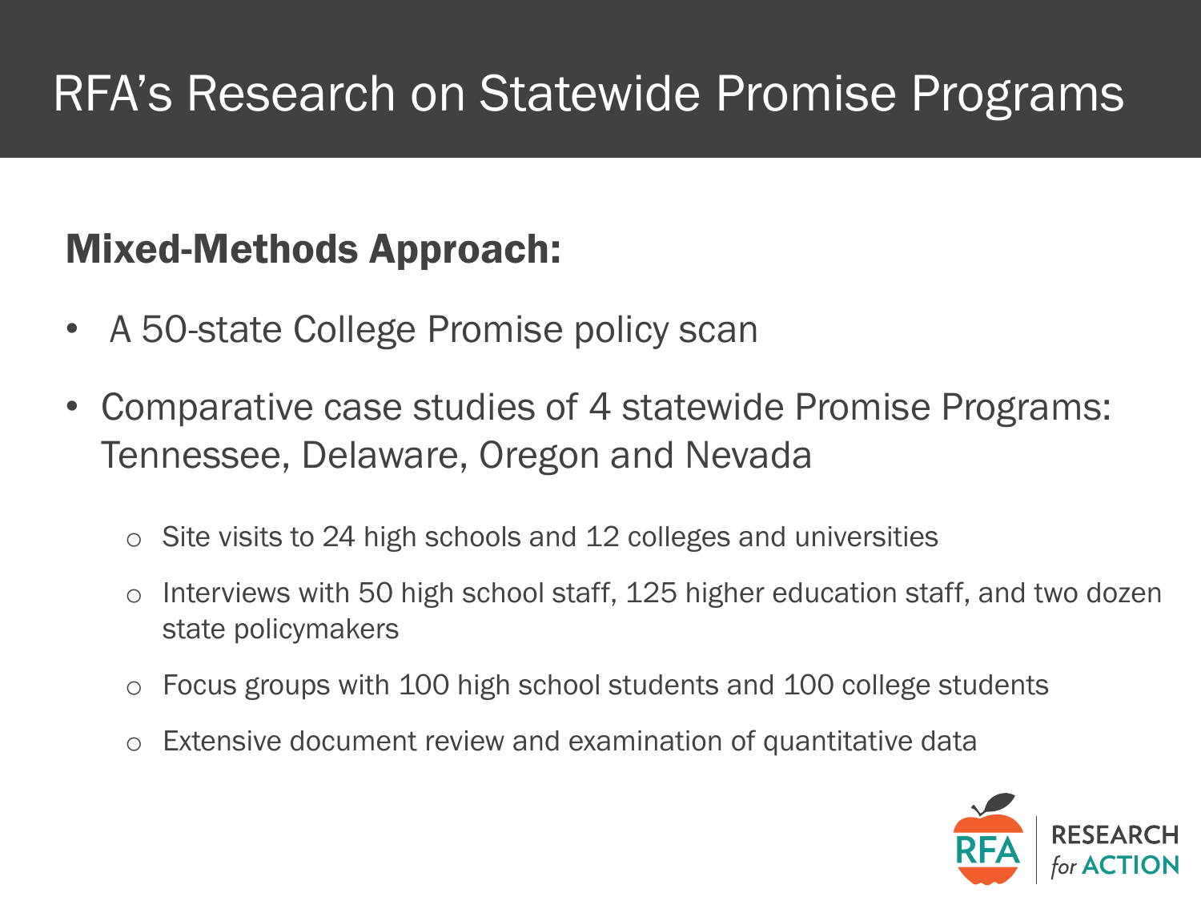# RFA's Research on Statewide Promise Programs

## Mixed-Methods Approach:

- A 50-state College Promise policy scan
- Comparative case studies of 4 statewide Promise Programs: Tennessee, Delaware, Oregon and Nevada
  - Site visits to 24 high schools and 12 colleges and universities
  - Interviews with 50 high school staff, 125 higher education staff, and two dozen state policymakers
  - Focus groups with 100 high school students and 100 college students
  - Extensive document review and examination of quantitative data

RFA RESEARCH *for* ACTION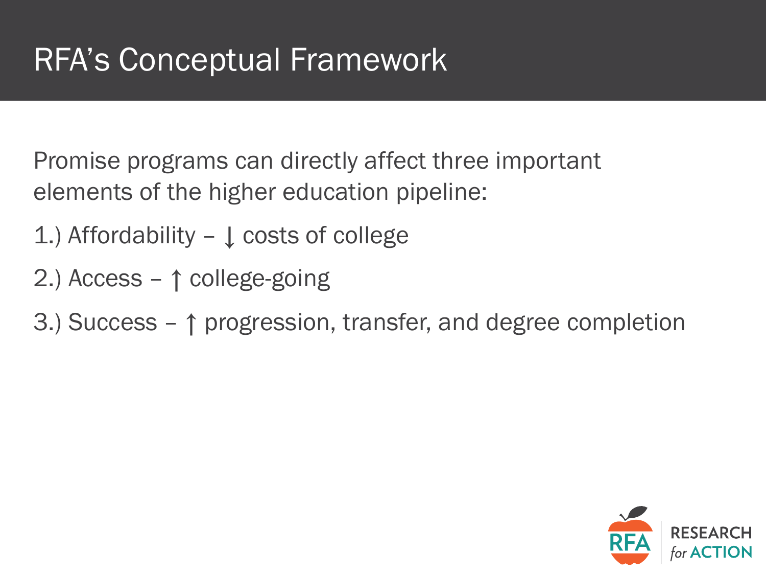# RFA's Conceptual Framework

Promise programs can directly affect three important elements of the higher education pipeline:

1.) Affordability – ↓ costs of college

2.) Access – ↑ college-going

3.) Success – ↑ progression, transfer, and degree completion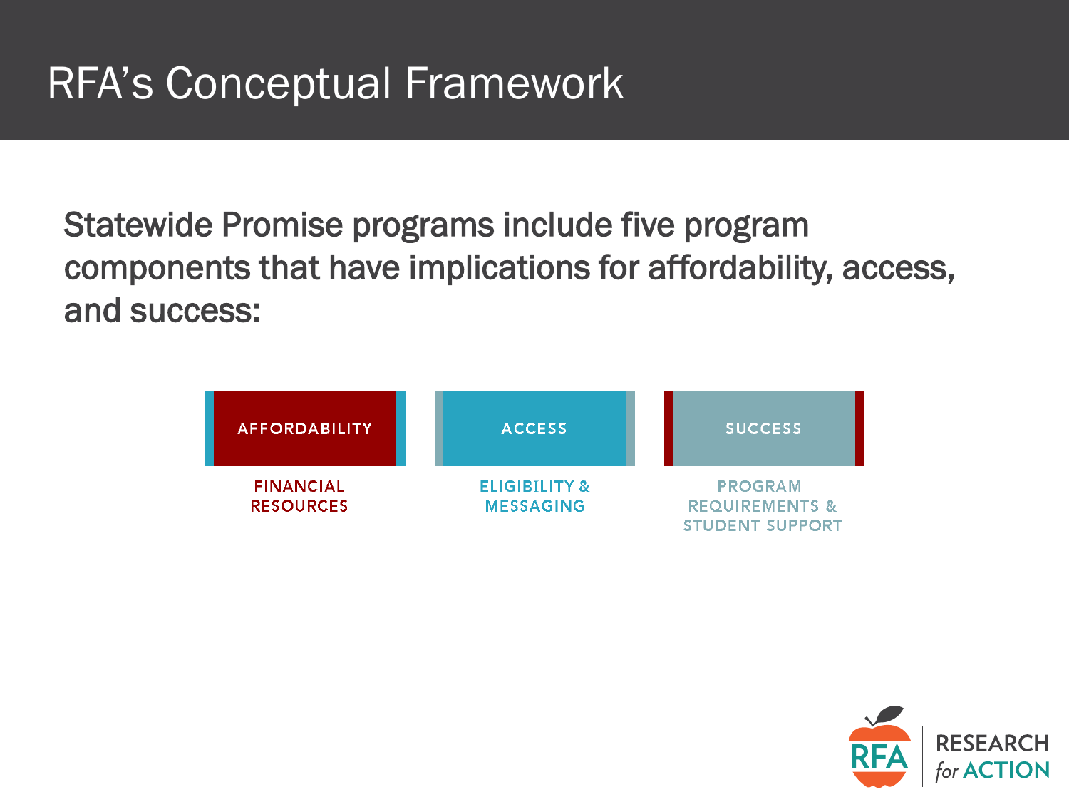# RFA's Conceptual Framework

Statewide Promise programs include five program components that have implications for affordability, access, and success:

| AFFORDABILITY | ACCESS | SUCCESS |
| --- | --- | --- |
| FINANCIAL RESOURCES | ELIGIBILITY & MESSAGING | PROGRAM REQUIREMENTS & STUDENT SUPPORT |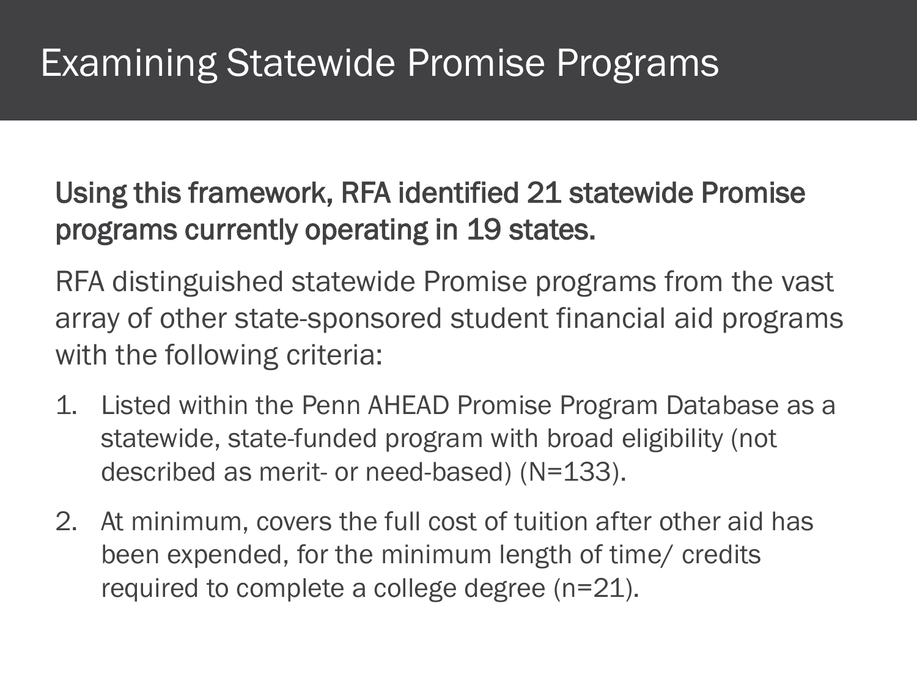# Examining Statewide Promise Programs

**Using this framework, RFA identified 21 statewide Promise programs currently operating in 19 states.**

RFA distinguished statewide Promise programs from the vast array of other state-sponsored student financial aid programs with the following criteria:

1. Listed within the Penn AHEAD Promise Program Database as a statewide, state-funded program with broad eligibility (not described as merit- or need-based) (N=133).
2. At minimum, covers the full cost of tuition after other aid has been expended, for the minimum length of time/ credits required to complete a college degree (n=21).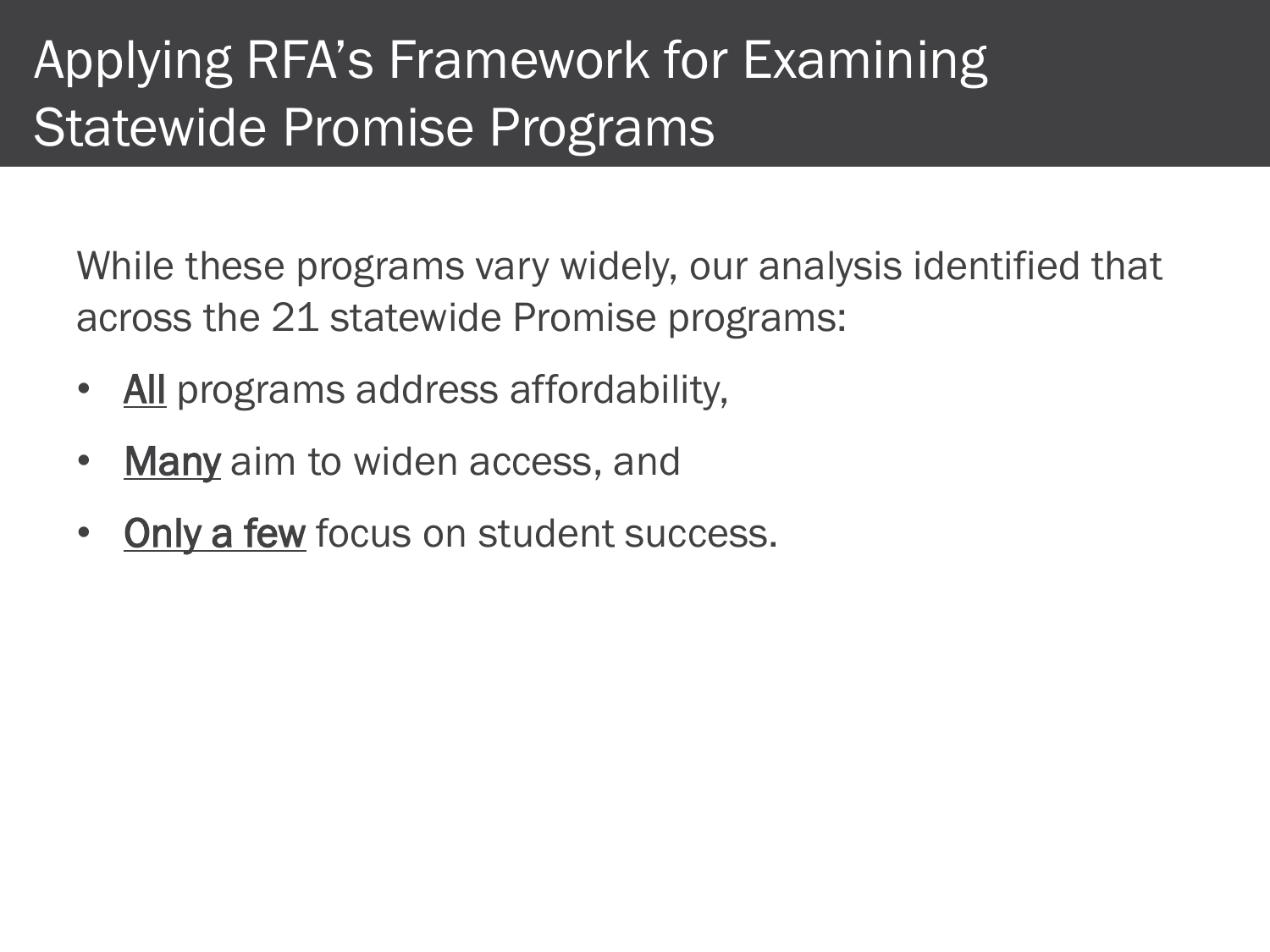# Applying RFA's Framework for Examining Statewide Promise Programs

While these programs vary widely, our analysis identified that across the 21 statewide Promise programs:

- **All** programs address affordability,
- **Many** aim to widen access, and
- **Only a few** focus on student success.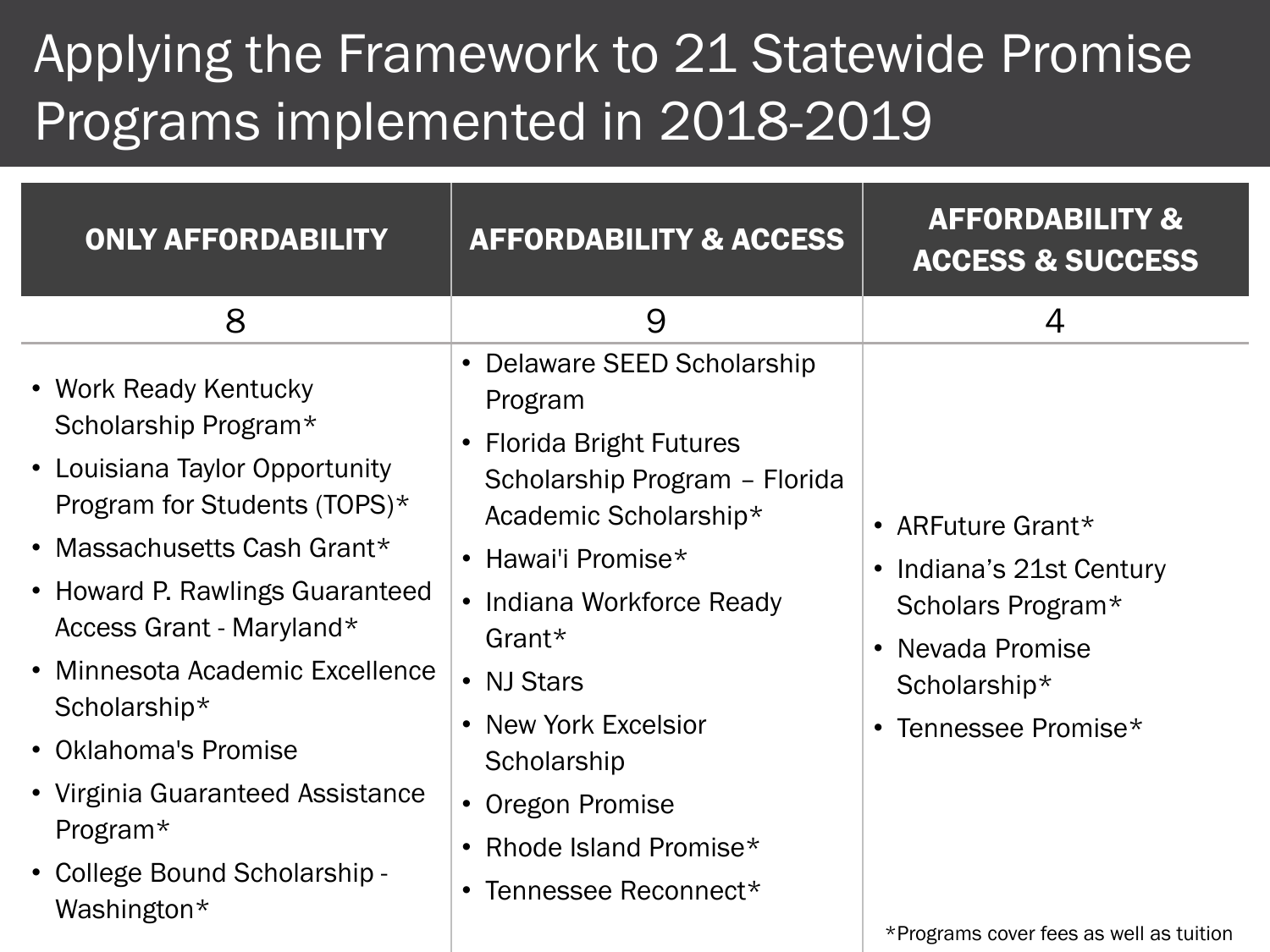# Applying the Framework to 21 Statewide Promise Programs implemented in 2018-2019

| ONLY AFFORDABILITY | AFFORDABILITY & ACCESS | AFFORDABILITY & ACCESS & SUCCESS |
|---|---|---|
| 8 | 9 | 4 |
| • Work Ready Kentucky Scholarship Program*<br>• Louisiana Taylor Opportunity Program for Students (TOPS)*<br>• Massachusetts Cash Grant*<br>• Howard P. Rawlings Guaranteed Access Grant - Maryland*<br>• Minnesota Academic Excellence Scholarship*<br>• Oklahoma's Promise<br>• Virginia Guaranteed Assistance Program*<br>• College Bound Scholarship - Washington* | • Delaware SEED Scholarship Program<br>• Florida Bright Futures Scholarship Program – Florida Academic Scholarship*<br>• Hawai'i Promise*<br>• Indiana Workforce Ready Grant*<br>• NJ Stars<br>• New York Excelsior Scholarship<br>• Oregon Promise<br>• Rhode Island Promise*<br>• Tennessee Reconnect* | • ARFuture Grant*<br>• Indiana's 21st Century Scholars Program*<br>• Nevada Promise Scholarship*<br>• Tennessee Promise* |

*Programs cover fees as well as tuition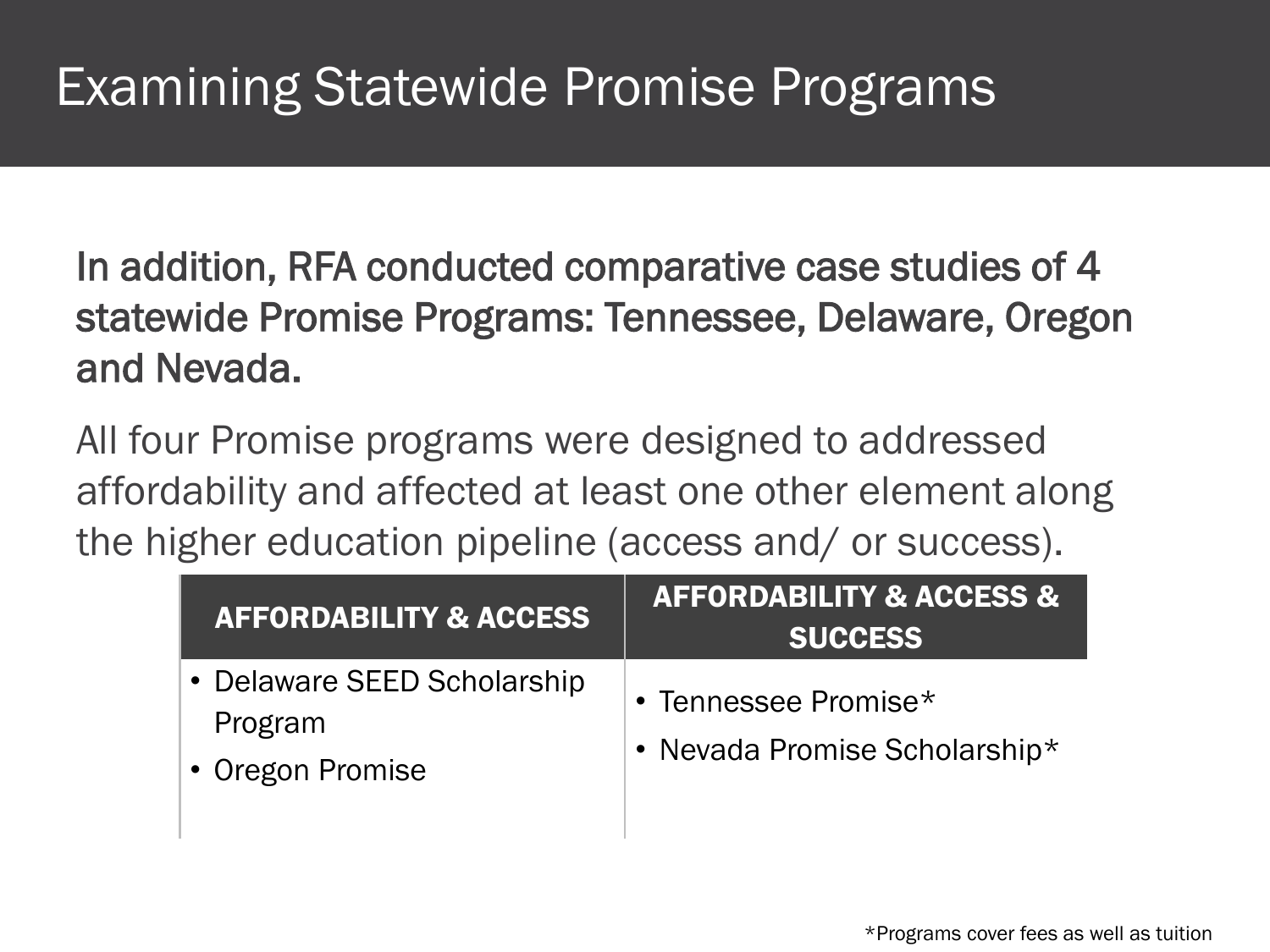# Examining Statewide Promise Programs

**In addition, RFA conducted comparative case studies of 4 statewide Promise Programs: Tennessee, Delaware, Oregon and Nevada.**

All four Promise programs were designed to addressed affordability and affected at least one other element along the higher education pipeline (access and/ or success).

| AFFORDABILITY & ACCESS | AFFORDABILITY & ACCESS & SUCCESS |
|---|---|
| • Delaware SEED Scholarship Program<br>• Oregon Promise | • Tennessee Promise*<br>• Nevada Promise Scholarship* |

*Programs cover fees as well as tuition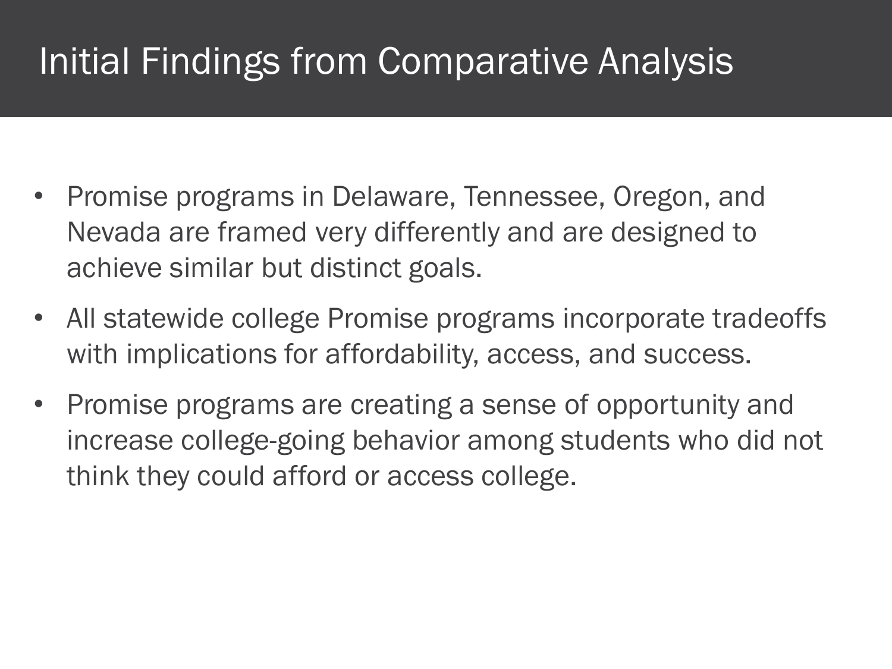# Initial Findings from Comparative Analysis

- Promise programs in Delaware, Tennessee, Oregon, and Nevada are framed very differently and are designed to achieve similar but distinct goals.
- All statewide college Promise programs incorporate tradeoffs with implications for affordability, access, and success.
- Promise programs are creating a sense of opportunity and increase college-going behavior among students who did not think they could afford or access college.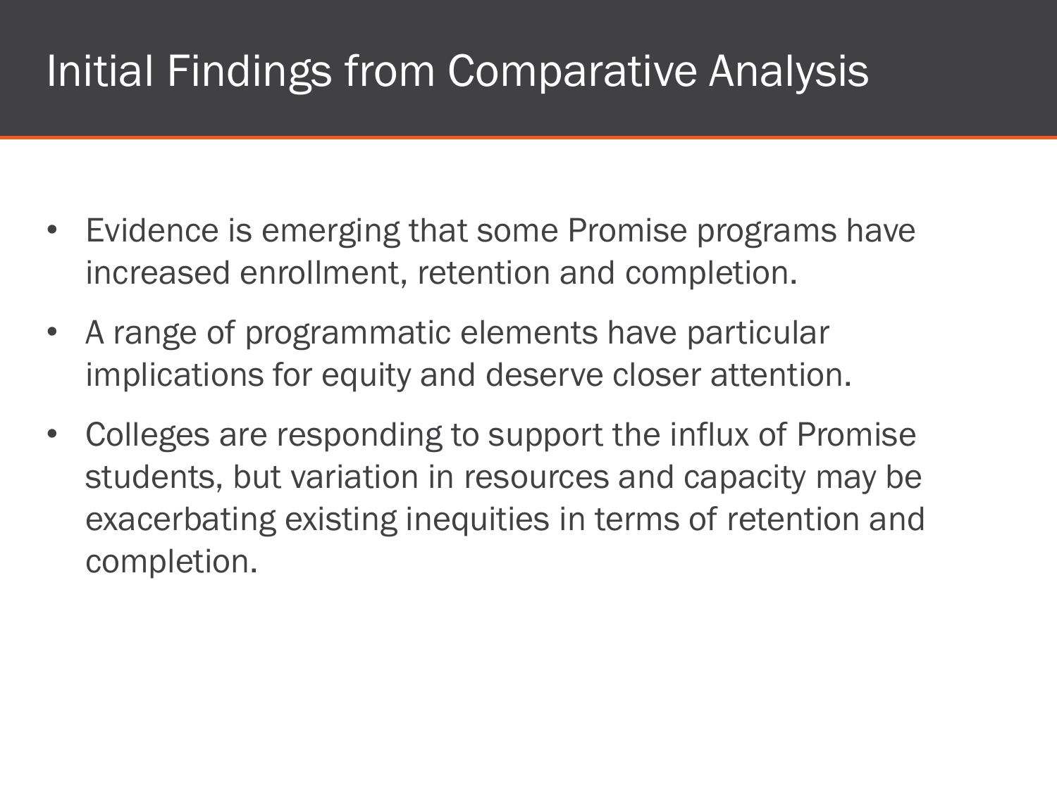# Initial Findings from Comparative Analysis

- Evidence is emerging that some Promise programs have increased enrollment, retention and completion.
- A range of programmatic elements have particular implications for equity and deserve closer attention.
- Colleges are responding to support the influx of Promise students, but variation in resources and capacity may be exacerbating existing inequities in terms of retention and completion.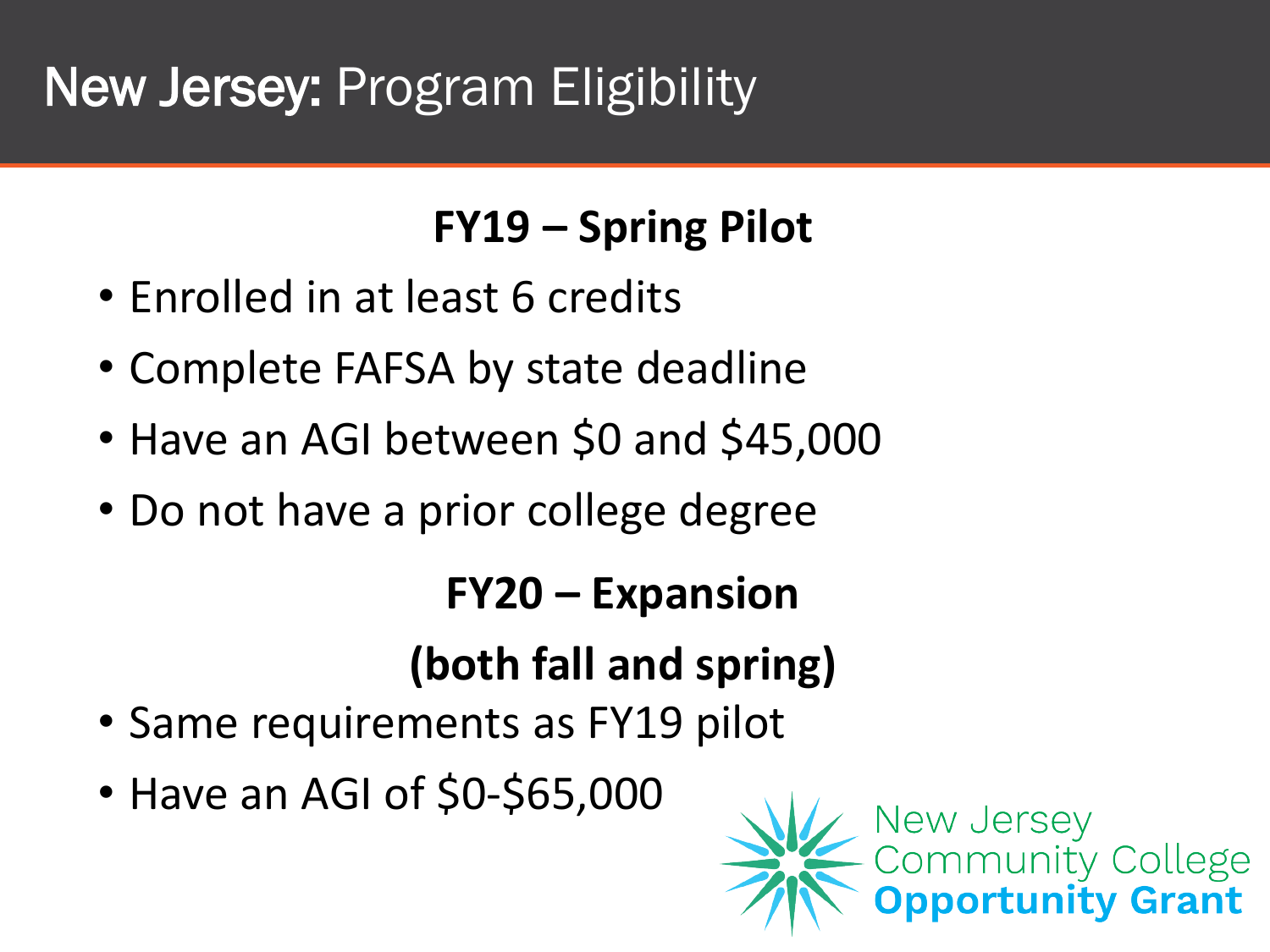# New Jersey: Program Eligibility

### FY19 – Spring Pilot

- Enrolled in at least 6 credits
- Complete FAFSA by state deadline
- Have an AGI between $0 and $45,000
- Do not have a prior college degree

### FY20 – Expansion (both fall and spring)

- Same requirements as FY19 pilot
- Have an AGI of $0-$65,000

New Jersey Community College **Opportunity Grant**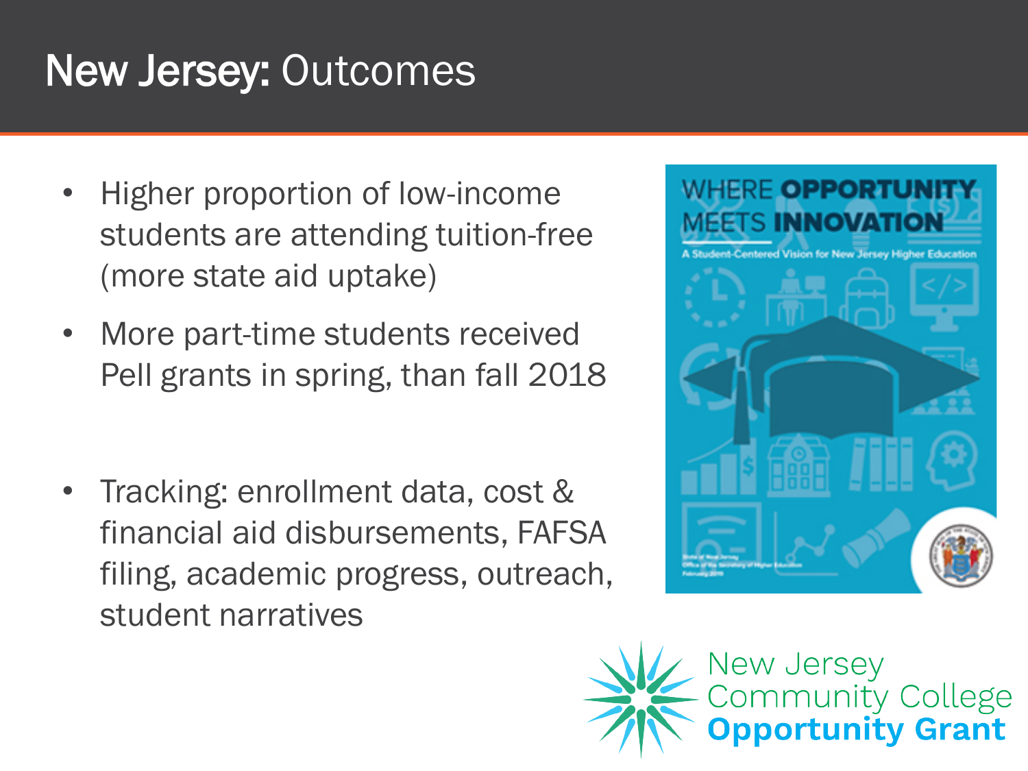# New Jersey: Outcomes

- Higher proportion of low-income students are attending tuition-free (more state aid uptake)
- More part-time students received Pell grants in spring, than fall 2018
- Tracking: enrollment data, cost & financial aid disbursements, FAFSA filing, academic progress, outreach, student narratives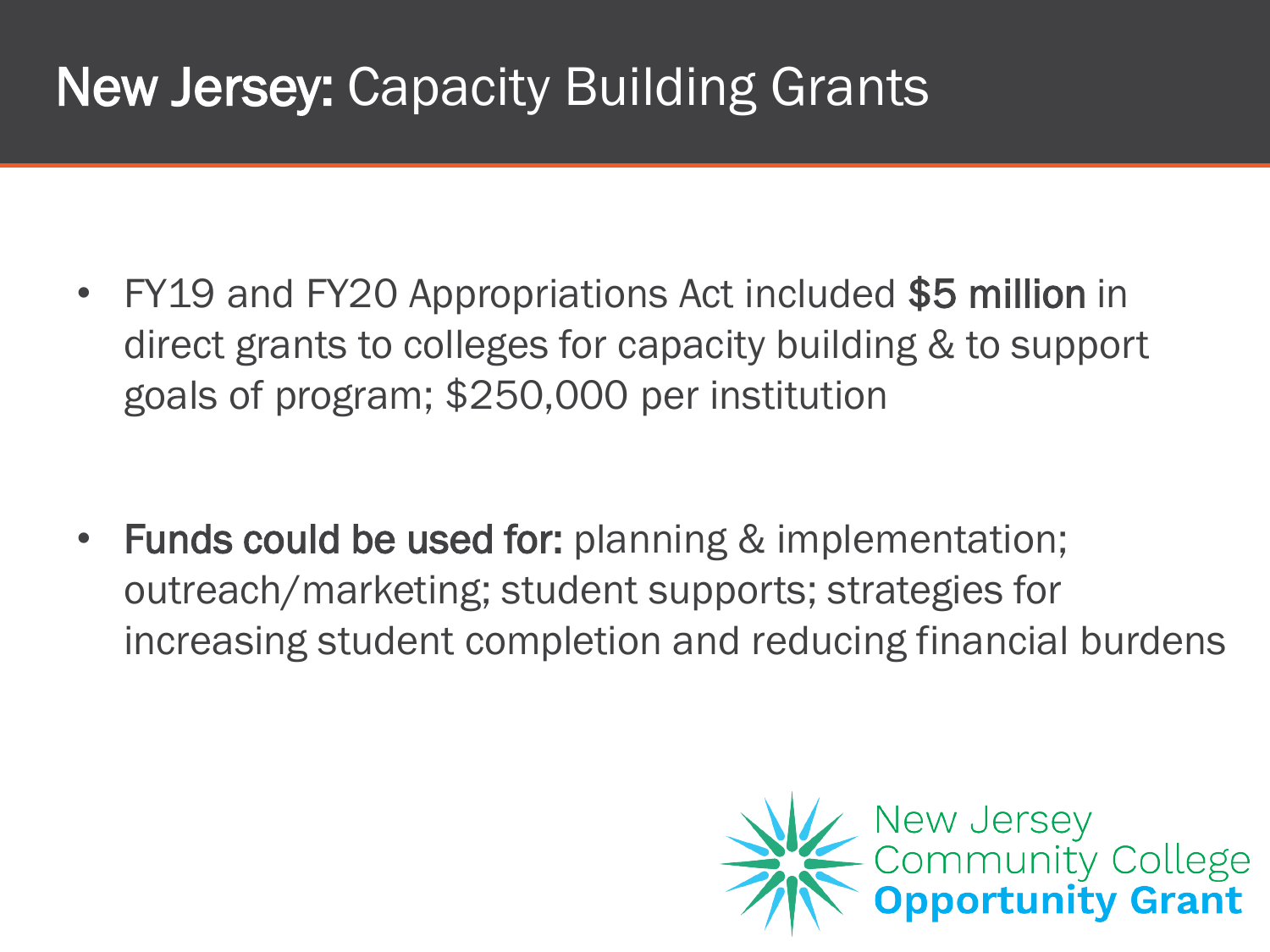# **New Jersey:** Capacity Building Grants

- FY19 and FY20 Appropriations Act included **$5 million** in direct grants to colleges for capacity building & to support goals of program; $250,000 per institution

- **Funds could be used for:** planning & implementation; outreach/marketing; student supports; strategies for increasing student completion and reducing financial burdens

New Jersey Community College **Opportunity Grant**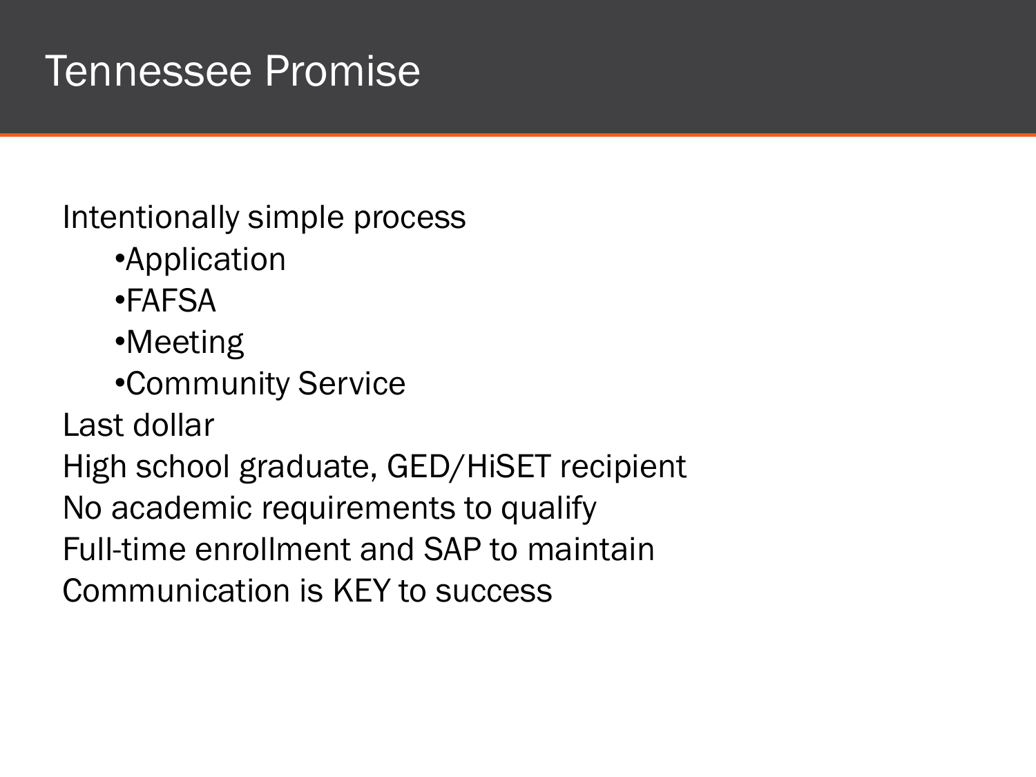# Tennessee Promise

Intentionally simple process

- Application
- FAFSA
- Meeting
- Community Service

Last dollar

High school graduate, GED/HiSET recipient

No academic requirements to qualify

Full-time enrollment and SAP to maintain

Communication is KEY to success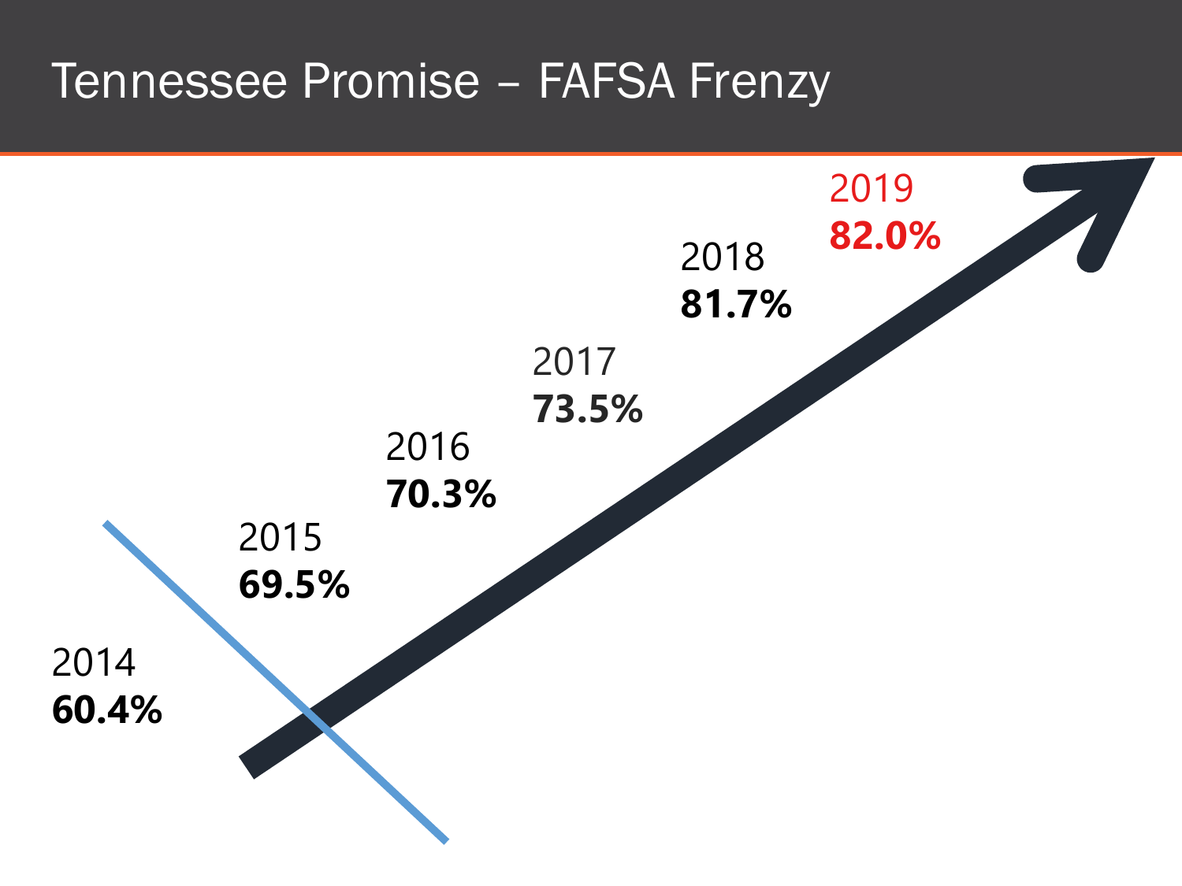# Tennessee Promise – FAFSA Frenzy

2014
**60.4%**

2015
**69.5%**

2016
**70.3%**

2017
**73.5%**

2018
**81.7%**

2019
**82.0%**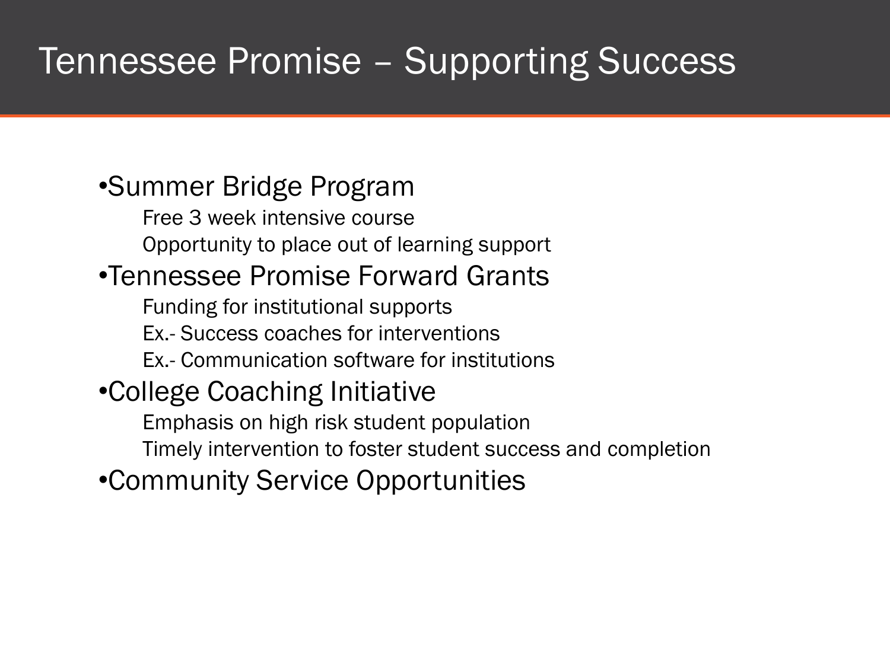# Tennessee Promise – Supporting Success

- Summer Bridge Program
  - Free 3 week intensive course
  - Opportunity to place out of learning support
- Tennessee Promise Forward Grants
  - Funding for institutional supports
  - Ex.- Success coaches for interventions
  - Ex.- Communication software for institutions
- College Coaching Initiative
  - Emphasis on high risk student population
  - Timely intervention to foster student success and completion
- Community Service Opportunities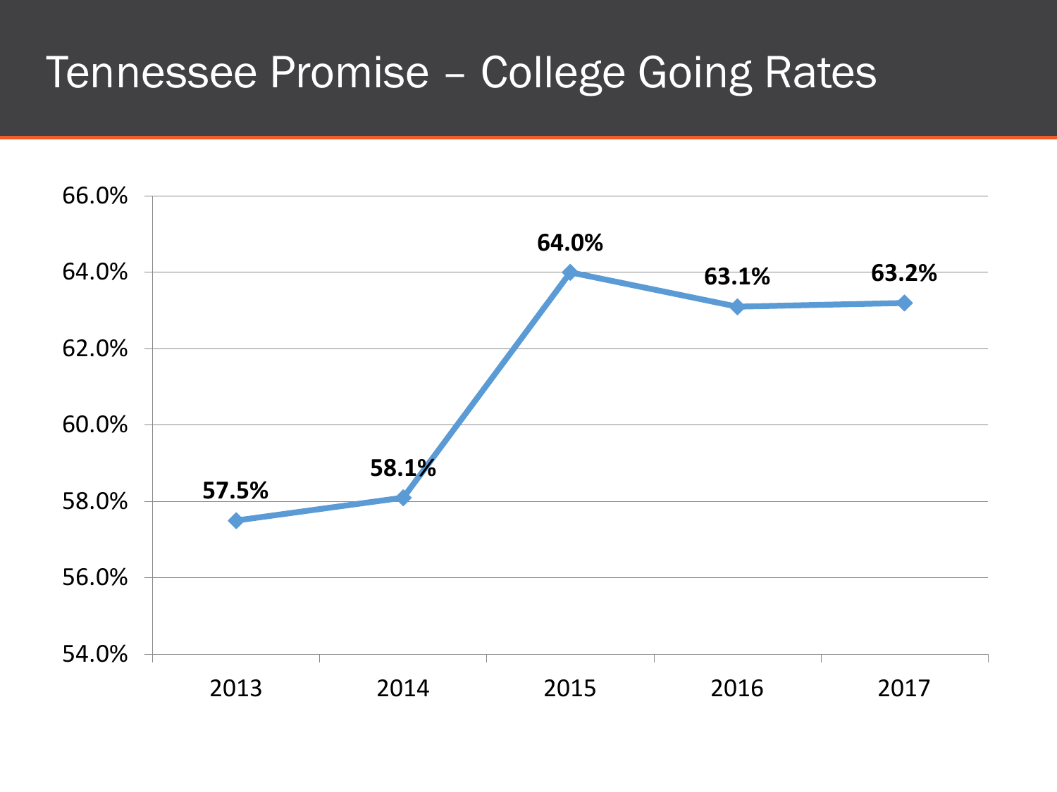# Tennessee Promise – College Going Rates

| Year | College Going Rate |
|---|---|
| 2013 | 57.5% |
| 2014 | 58.1% |
| 2015 | 64.0% |
| 2016 | 63.1% |
| 2017 | 63.2% |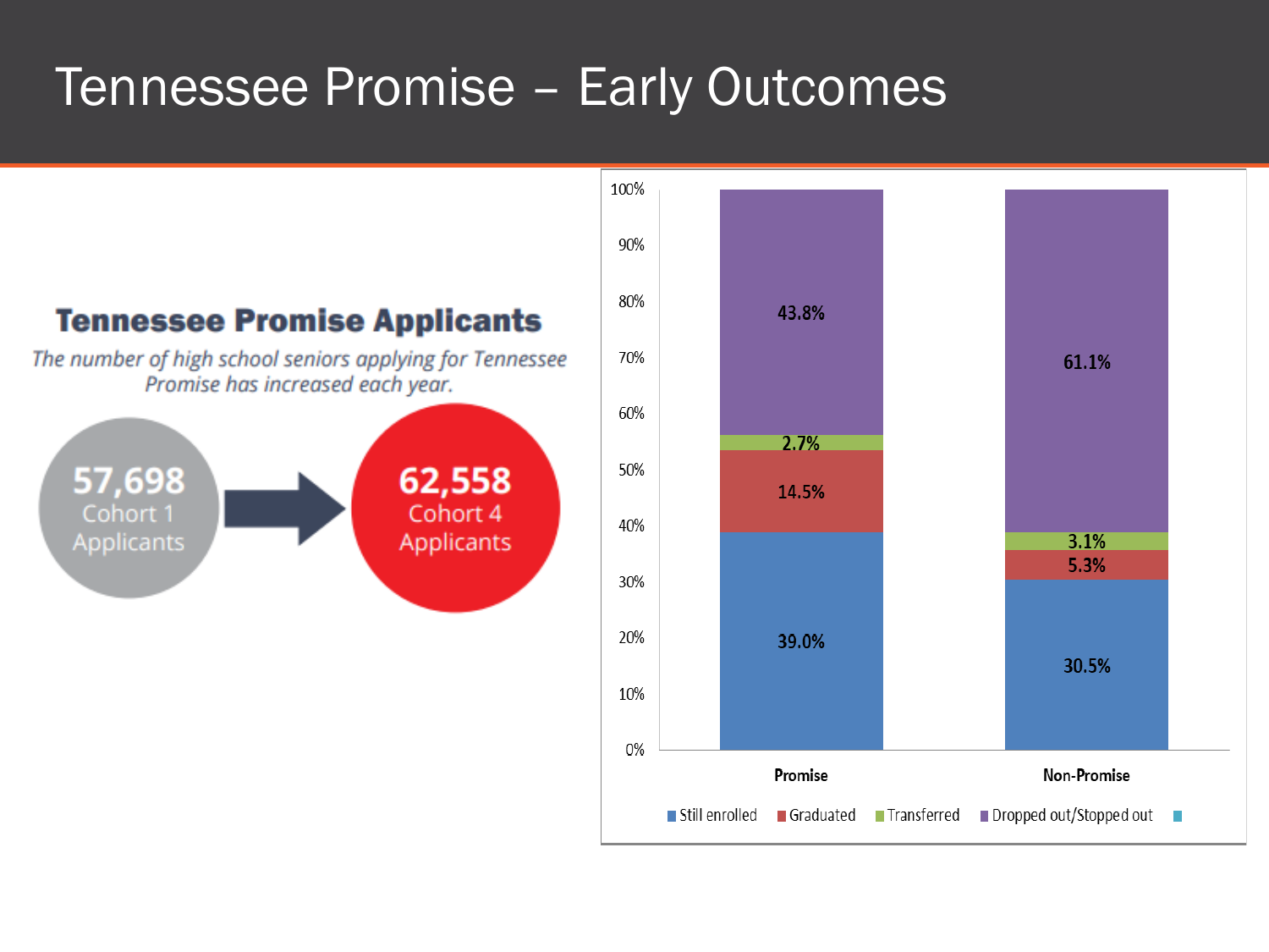# Tennessee Promise – Early Outcomes

## Tennessee Promise Applicants

*The number of high school seniors applying for Tennessee Promise has increased each year.*

**57,698** Cohort 1 Applicants → **62,558** Cohort 4 Applicants

| | Promise | Non-Promise |
|---|---|---|
| Still enrolled | 39.0% | 30.5% |
| Graduated | 14.5% | 5.3% |
| Transferred | 2.7% | 3.1% |
| Dropped out/Stopped out | 43.8% | 61.1% |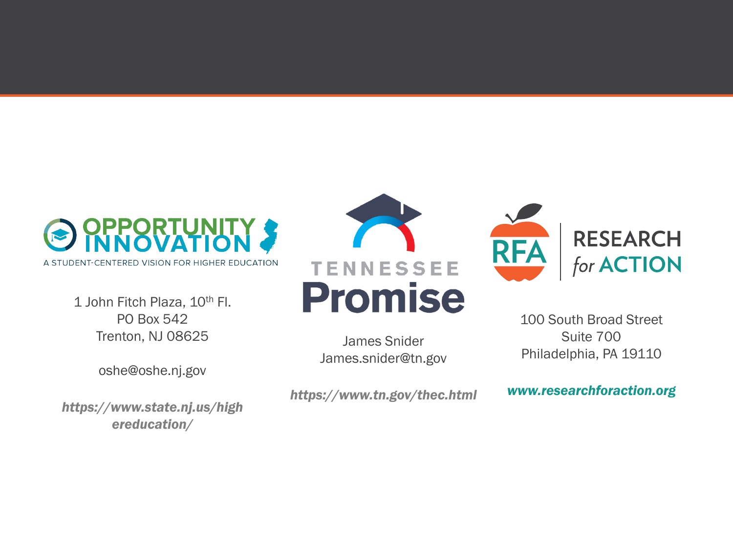OPPORTUNITY INNOVATION

A STUDENT-CENTERED VISION FOR HIGHER EDUCATION

1 John Fitch Plaza, 10th Fl.
PO Box 542
Trenton, NJ 08625

oshe@oshe.nj.gov

***https://www.state.nj.us/highereducation/***

TENNESSEE Promise

James Snider
James.snider@tn.gov

***https://www.tn.gov/thec.html***

RFA RESEARCH *for* ACTION

100 South Broad Street
Suite 700
Philadelphia, PA 19110

***www.researchforaction.org***